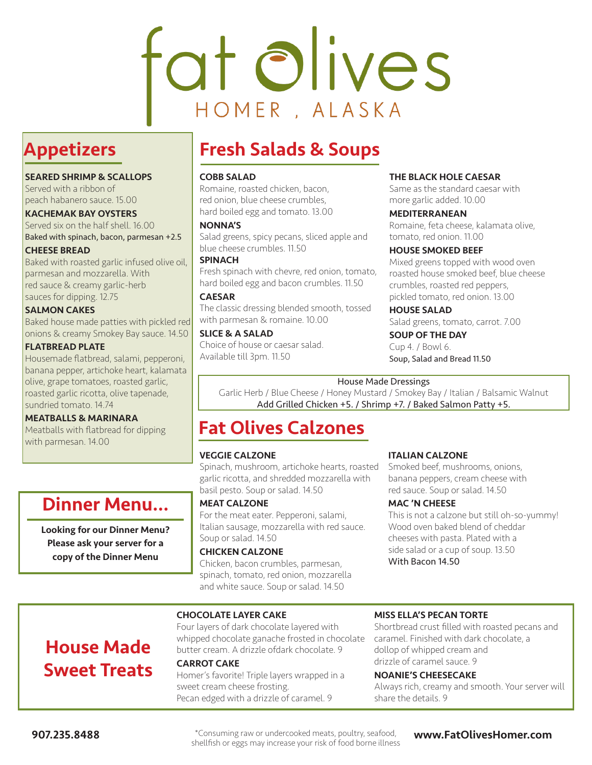# fat olives

HOMER , ALASKA

## Appetizers

**SEARED SHRIMP & SCALLOPS**
Served with a ribbon of peach habanero sauce. 15.00

**KACHEMAK BAY OYSTERS**
Served six on the half shell. 16.00
Baked with spinach, bacon, parmesan +2.5

**CHEESE BREAD**
Baked with roasted garlic infused olive oil, parmesan and mozzarella. With red sauce & creamy garlic-herb sauces for dipping. 12.75

**SALMON CAKES**
Baked house made patties with pickled red onions & creamy Smokey Bay sauce. 14.50

**FLATBREAD PLATE**
Housemade flatbread, salami, pepperoni, banana pepper, artichoke heart, kalamata olive, grape tomatoes, roasted garlic, roasted garlic ricotta, olive tapenade, sundried tomato. 14.74

**MEATBALLS & MARINARA**
Meatballs with flatbread for dipping with parmesan. 14.00

## Dinner Menu...

**Looking for our Dinner Menu? Please ask your server for a copy of the Dinner Menu**

## Fresh Salads & Soups

**COBB SALAD**
Romaine, roasted chicken, bacon, red onion, blue cheese crumbles, hard boiled egg and tomato. 13.00

**NONNA'S**
Salad greens, spicy pecans, sliced apple and blue cheese crumbles. 11.50

**SPINACH**
Fresh spinach with chevre, red onion, tomato, hard boiled egg and bacon crumbles. 11.50

**CAESAR**
The classic dressing blended smooth, tossed with parmesan & romaine. 10.00

**SLICE & A SALAD**
Choice of house or caesar salad. Available till 3pm. 11.50

**THE BLACK HOLE CAESAR**
Same as the standard caesar with more garlic added. 10.00

**MEDITERRANEAN**
Romaine, feta cheese, kalamata olive, tomato, red onion. 11.00

**HOUSE SMOKED BEEF**
Mixed greens topped with wood oven roasted house smoked beef, blue cheese crumbles, roasted red peppers, pickled tomato, red onion. 13.00

**HOUSE SALAD**
Salad greens, tomato, carrot. 7.00

**SOUP OF THE DAY**
Cup 4. / Bowl 6.
Soup, Salad and Bread 11.50

House Made Dressings
Garlic Herb / Blue Cheese / Honey Mustard / Smokey Bay / Italian / Balsamic Walnut
Add Grilled Chicken +5. / Shrimp +7. / Baked Salmon Patty +5.

## Fat Olives Calzones

**VEGGIE CALZONE**
Spinach, mushroom, artichoke hearts, roasted garlic ricotta, and shredded mozzarella with basil pesto. Soup or salad. 14.50

**MEAT CALZONE**
For the meat eater. Pepperoni, salami, Italian sausage, mozzarella with red sauce. Soup or salad. 14.50

**CHICKEN CALZONE**
Chicken, bacon crumbles, parmesan, spinach, tomato, red onion, mozzarella and white sauce. Soup or salad. 14.50

**ITALIAN CALZONE**
Smoked beef, mushrooms, onions, banana peppers, cream cheese with red sauce. Soup or salad. 14.50

**MAC 'N CHEESE**
This is not a calzone but still oh-so-yummy! Wood oven baked blend of cheddar cheeses with pasta. Plated with a side salad or a cup of soup. 13.50
With Bacon 14.50

## House Made Sweet Treats

**CHOCOLATE LAYER CAKE**
Four layers of dark chocolate layered with whipped chocolate ganache frosted in chocolate butter cream. A drizzle ofdark chocolate. 9

**CARROT CAKE**
Homer's favorite! Triple layers wrapped in a sweet cream cheese frosting. Pecan edged with a drizzle of caramel. 9

**MISS ELLA'S PECAN TORTE**
Shortbread crust filled with roasted pecans and caramel. Finished with dark chocolate, a dollop of whipped cream and drizzle of caramel sauce. 9

**NOANIE'S CHEESECAKE**
Always rich, creamy and smooth. Your server will share the details. 9

**907.235.8488**

*Consuming raw or undercooked meats, poultry, seafood, shellfish or eggs may increase your risk of food borne illness

**www.FatOlivesHomer.com**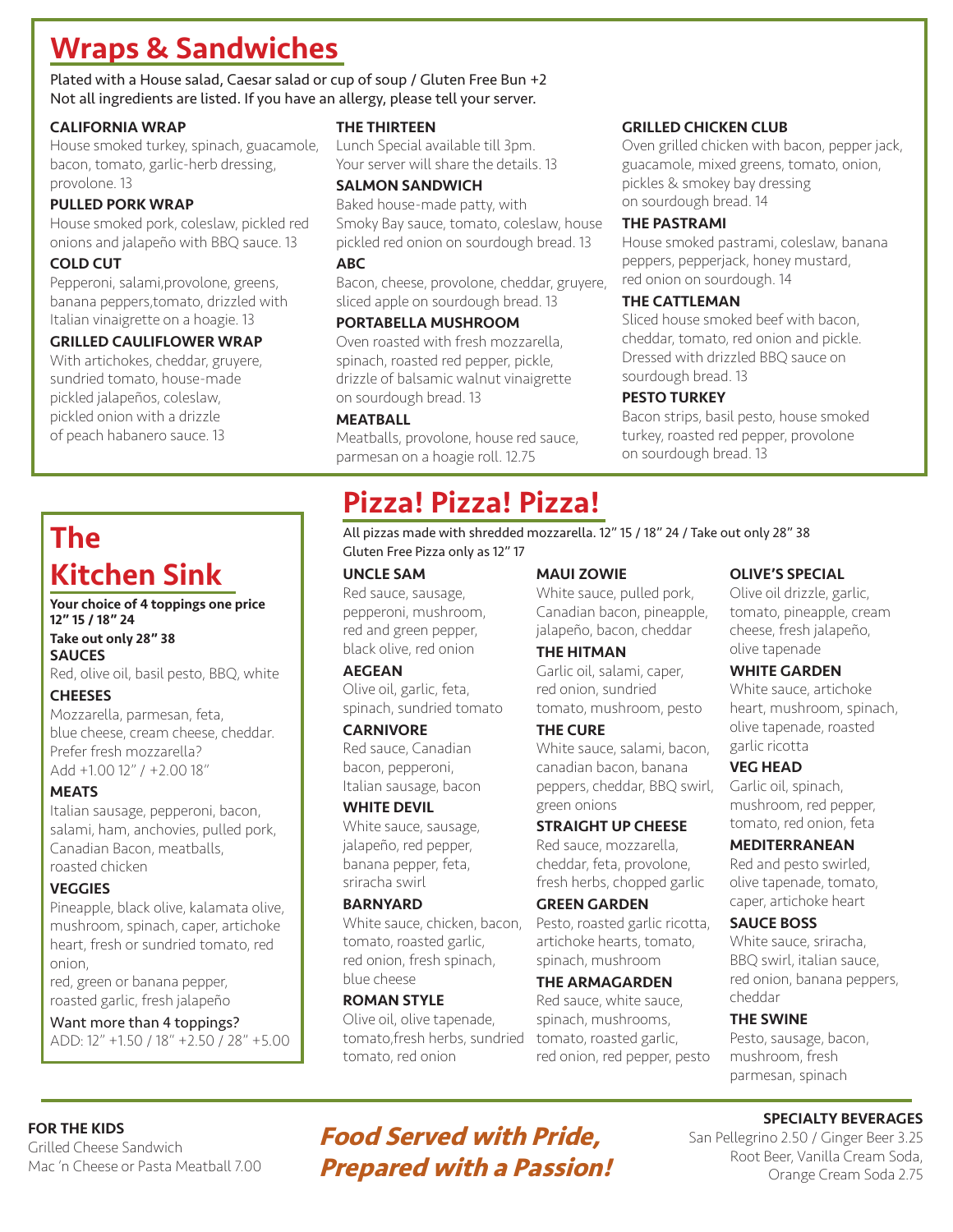# Wraps & Sandwiches

Plated with a House salad, Caesar salad or cup of soup / Gluten Free Bun +2
Not all ingredients are listed. If you have an allergy, please tell your server.

**CALIFORNIA WRAP**
House smoked turkey, spinach, guacamole, bacon, tomato, garlic-herb dressing, provolone. 13

**PULLED PORK WRAP**
House smoked pork, coleslaw, pickled red onions and jalapeño with BBQ sauce. 13

**COLD CUT**
Pepperoni, salami,provolone, greens, banana peppers,tomato, drizzled with Italian vinaigrette on a hoagie. 13

**GRILLED CAULIFLOWER WRAP**
With artichokes, cheddar, gruyere, sundried tomato, house-made pickled jalapeños, coleslaw, pickled onion with a drizzle of peach habanero sauce. 13

**THE THIRTEEN**
Lunch Special available till 3pm. Your server will share the details. 13

**SALMON SANDWICH**
Baked house-made patty, with Smoky Bay sauce, tomato, coleslaw, house pickled red onion on sourdough bread. 13

**ABC**
Bacon, cheese, provolone, cheddar, gruyere, sliced apple on sourdough bread. 13

**PORTABELLA MUSHROOM**
Oven roasted with fresh mozzarella, spinach, roasted red pepper, pickle, drizzle of balsamic walnut vinaigrette on sourdough bread. 13

**MEATBALL**
Meatballs, provolone, house red sauce, parmesan on a hoagie roll. 12.75

**GRILLED CHICKEN CLUB**
Oven grilled chicken with bacon, pepper jack, guacamole, mixed greens, tomato, onion, pickles & smokey bay dressing on sourdough bread. 14

**THE PASTRAMI**
House smoked pastrami, coleslaw, banana peppers, pepperjack, honey mustard, red onion on sourdough. 14

**THE CATTLEMAN**
Sliced house smoked beef with bacon, cheddar, tomato, red onion and pickle. Dressed with drizzled BBQ sauce on sourdough bread. 13

**PESTO TURKEY**
Bacon strips, basil pesto, house smoked turkey, roasted red pepper, provolone on sourdough bread. 13

# The Kitchen Sink

**Your choice of 4 toppings one price**
**12" 15 / 18" 24**
**Take out only 28" 38**

**SAUCES**
Red, olive oil, basil pesto, BBQ, white

**CHEESES**
Mozzarella, parmesan, feta, blue cheese, cream cheese, cheddar.
Prefer fresh mozzarella?
Add +1.00 12" / +2.00 18"

**MEATS**
Italian sausage, pepperoni, bacon, salami, ham, anchovies, pulled pork, Canadian Bacon, meatballs, roasted chicken

**VEGGIES**
Pineapple, black olive, kalamata olive, mushroom, spinach, caper, artichoke heart, fresh or sundried tomato, red onion,
red, green or banana pepper, roasted garlic, fresh jalapeño

Want more than 4 toppings?
ADD: 12" +1.50 / 18" +2.50 / 28" +5.00

# Pizza! Pizza! Pizza!

All pizzas made with shredded mozzarella. 12" 15 / 18" 24 / Take out only 28" 38
Gluten Free Pizza only as 12" 17

**UNCLE SAM**
Red sauce, sausage, pepperoni, mushroom, red and green pepper, black olive, red onion

**AEGEAN**
Olive oil, garlic, feta, spinach, sundried tomato

**CARNIVORE**
Red sauce, Canadian bacon, pepperoni, Italian sausage, bacon

**WHITE DEVIL**
White sauce, sausage, jalapeño, red pepper, banana pepper, feta, sriracha swirl

**BARNYARD**
White sauce, chicken, bacon, tomato, roasted garlic, red onion, fresh spinach, blue cheese

**ROMAN STYLE**
Olive oil, olive tapenade, tomato,fresh herbs, sundried tomato, red onion

**MAUI ZOWIE**
White sauce, pulled pork, Canadian bacon, pineapple, jalapeño, bacon, cheddar

**THE HITMAN**
Garlic oil, salami, caper, red onion, sundried tomato, mushroom, pesto

**THE CURE**
White sauce, salami, bacon, canadian bacon, banana peppers, cheddar, BBQ swirl, green onions

**STRAIGHT UP CHEESE**
Red sauce, mozzarella, cheddar, feta, provolone, fresh herbs, chopped garlic

**GREEN GARDEN**
Pesto, roasted garlic ricotta, artichoke hearts, tomato, spinach, mushroom

**THE ARMAGARDEN**
Red sauce, white sauce, spinach, mushrooms, tomato, roasted garlic, red onion, red pepper, pesto

**OLIVE'S SPECIAL**
Olive oil drizzle, garlic, tomato, pineapple, cream cheese, fresh jalapeño, olive tapenade

**WHITE GARDEN**
White sauce, artichoke heart, mushroom, spinach, olive tapenade, roasted garlic ricotta

**VEG HEAD**
Garlic oil, spinach, mushroom, red pepper, tomato, red onion, feta

**MEDITERRANEAN**
Red and pesto swirled, olive tapenade, tomato, caper, artichoke heart

**SAUCE BOSS**
White sauce, sriracha, BBQ swirl, italian sauce, red onion, banana peppers, cheddar

**THE SWINE**
Pesto, sausage, bacon, mushroom, fresh parmesan, spinach

**FOR THE KIDS**
Grilled Cheese Sandwich
Mac 'n Cheese or Pasta Meatball 7.00

***Food Served with Pride, Prepared with a Passion!***

**SPECIALTY BEVERAGES**
San Pellegrino 2.50 / Ginger Beer 3.25
Root Beer, Vanilla Cream Soda, Orange Cream Soda 2.75